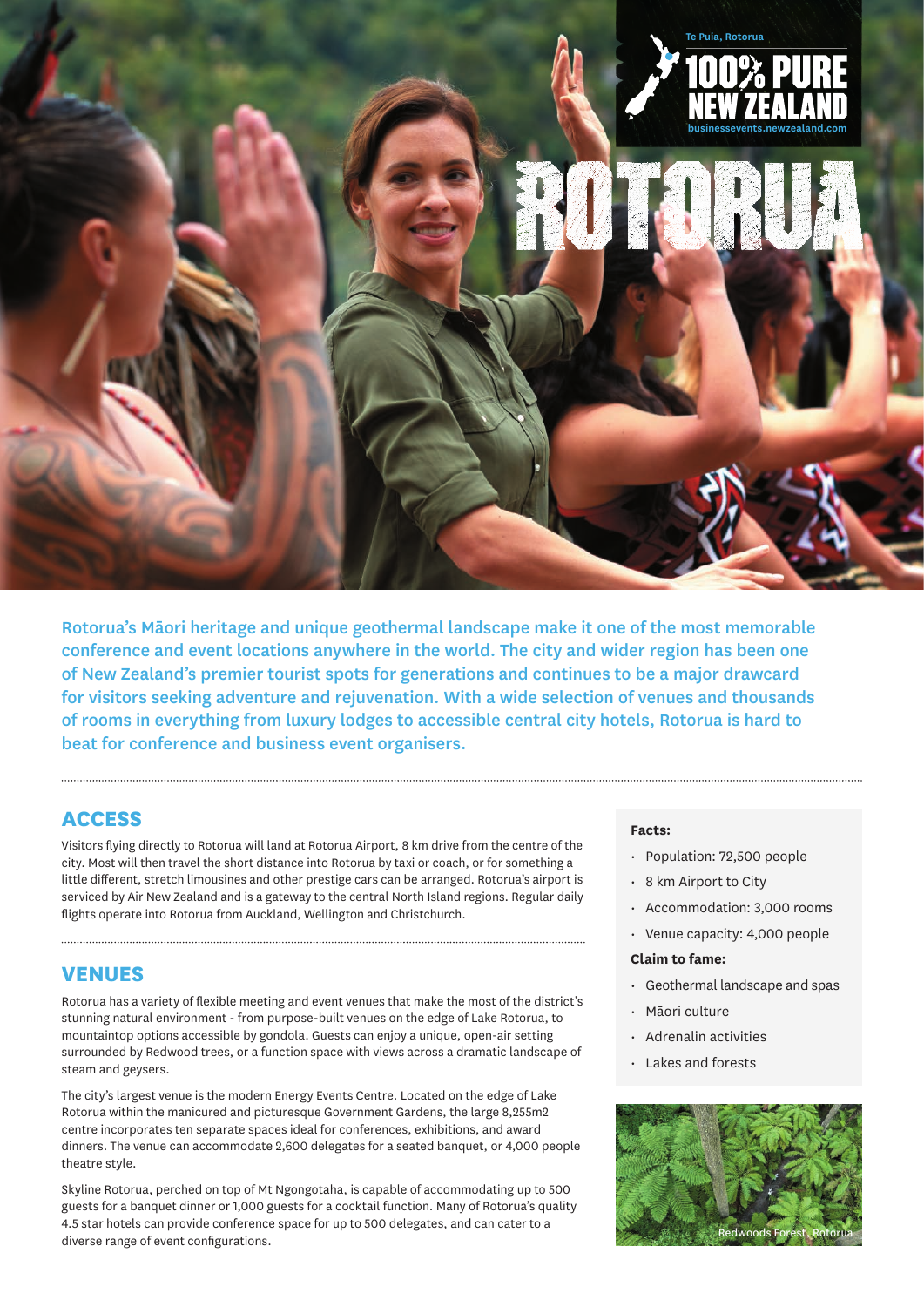Te Puia, Rotorua

100% PURE NEW ZEALAND

businessevents.newzealand.com

# ROTORUA

Rotorua's Māori heritage and unique geothermal landscape make it one of the most memorable conference and event locations anywhere in the world. The city and wider region has been one of New Zealand's premier tourist spots for generations and continues to be a major drawcard for visitors seeking adventure and rejuvenation. With a wide selection of venues and thousands of rooms in everything from luxury lodges to accessible central city hotels, Rotorua is hard to beat for conference and business event organisers.

## ACCESS

Visitors flying directly to Rotorua will land at Rotorua Airport, 8 km drive from the centre of the city. Most will then travel the short distance into Rotorua by taxi or coach, or for something a little different, stretch limousines and other prestige cars can be arranged. Rotorua's airport is serviced by Air New Zealand and is a gateway to the central North Island regions. Regular daily flights operate into Rotorua from Auckland, Wellington and Christchurch.

## VENUES

Rotorua has a variety of flexible meeting and event venues that make the most of the district's stunning natural environment - from purpose-built venues on the edge of Lake Rotorua, to mountaintop options accessible by gondola. Guests can enjoy a unique, open-air setting surrounded by Redwood trees, or a function space with views across a dramatic landscape of steam and geysers.

The city's largest venue is the modern Energy Events Centre. Located on the edge of Lake Rotorua within the manicured and picturesque Government Gardens, the large 8,255m2 centre incorporates ten separate spaces ideal for conferences, exhibitions, and award dinners. The venue can accommodate 2,600 delegates for a seated banquet, or 4,000 people theatre style.

Skyline Rotorua, perched on top of Mt Ngongotaha, is capable of accommodating up to 500 guests for a banquet dinner or 1,000 guests for a cocktail function. Many of Rotorua's quality 4.5 star hotels can provide conference space for up to 500 delegates, and can cater to a diverse range of event configurations.

**Facts:**

- Population: 72,500 people
- 8 km Airport to City
- Accommodation: 3,000 rooms
- Venue capacity: 4,000 people

**Claim to fame:**

- Geothermal landscape and spas
- Māori culture
- Adrenalin activities
- Lakes and forests

Redwoods Forest, Rotorua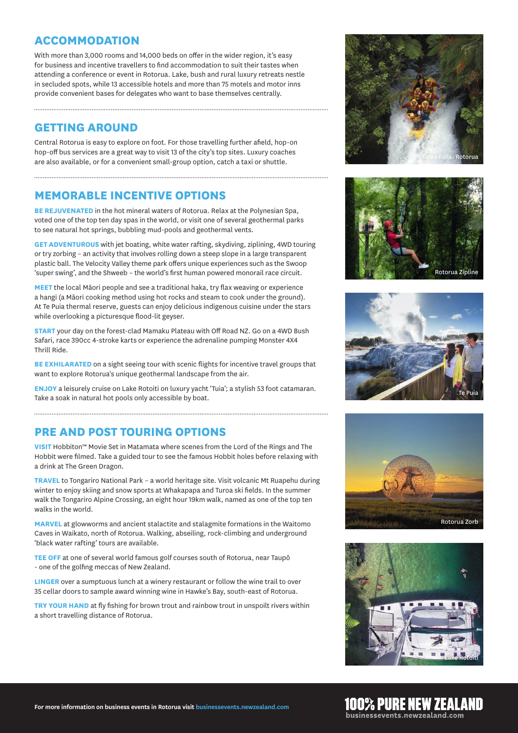## ACCOMMODATION

With more than 3,000 rooms and 14,000 beds on offer in the wider region, it's easy for business and incentive travellers to find accommodation to suit their tastes when attending a conference or event in Rotorua. Lake, bush and rural luxury retreats nestle in secluded spots, while 13 accessible hotels and more than 75 motels and motor inns provide convenient bases for delegates who want to base themselves centrally.

## GETTING AROUND

Central Rotorua is easy to explore on foot. For those travelling further afield, hop-on hop-off bus services are a great way to visit 13 of the city's top sites. Luxury coaches are also available, or for a convenient small-group option, catch a taxi or shuttle.

## MEMORABLE INCENTIVE OPTIONS

**BE REJUVENATED** in the hot mineral waters of Rotorua. Relax at the Polynesian Spa, voted one of the top ten day spas in the world, or visit one of several geothermal parks to see natural hot springs, bubbling mud-pools and geothermal vents.

**GET ADVENTUROUS** with jet boating, white water rafting, skydiving, ziplining, 4WD touring or try zorbing – an activity that involves rolling down a steep slope in a large transparent plastic ball. The Velocity Valley theme park offers unique experiences such as the Swoop 'super swing', and the Shweeb – the world's first human powered monorail race circuit.

**MEET** the local Māori people and see a traditional haka, try flax weaving or experience a hangi (a Māori cooking method using hot rocks and steam to cook under the ground). At Te Puia thermal reserve, guests can enjoy delicious indigenous cuisine under the stars while overlooking a picturesque flood-lit geyser.

**START** your day on the forest-clad Mamaku Plateau with Off Road NZ. Go on a 4WD Bush Safari, race 390cc 4-stroke karts or experience the adrenaline pumping Monster 4X4 Thrill Ride.

**BE EXHILARATED** on a sight seeing tour with scenic flights for incentive travel groups that want to explore Rotorua's unique geothermal landscape from the air.

**ENJOY** a leisurely cruise on Lake Rotoiti on luxury yacht 'Tuia'; a stylish 53 foot catamaran. Take a soak in natural hot pools only accessible by boat.

## PRE AND POST TOURING OPTIONS

**VISIT** Hobbiton™ Movie Set in Matamata where scenes from the Lord of the Rings and The Hobbit were filmed. Take a guided tour to see the famous Hobbit holes before relaxing with a drink at The Green Dragon.

**TRAVEL** to Tongariro National Park – a world heritage site. Visit volcanic Mt Ruapehu during winter to enjoy skiing and snow sports at Whakapapa and Turoa ski fields. In the summer walk the Tongariro Alpine Crossing, an eight hour 19km walk, named as one of the top ten walks in the world.

**MARVEL** at glowworms and ancient stalactite and stalagmite formations in the Waitomo Caves in Waikato, north of Rotorua. Walking, abseiling, rock-climbing and underground 'black water rafting' tours are available.

**TEE OFF** at one of several world famous golf courses south of Rotorua, near Taupō - one of the golfing meccas of New Zealand.

**LINGER** over a sumptuous lunch at a winery restaurant or follow the wine trail to over 35 cellar doors to sample award winning wine in Hawke's Bay, south-east of Rotorua.

**TRY YOUR HAND** at fly fishing for brown trout and rainbow trout in unspoilt rivers within a short travelling distance of Rotorua.

Tutea Falls, Rotorua

Rotorua Zipline

Te Puia

Rotorua Zorb

Lake Rotoiti

For more information on business events in Rotorua visit businessevents.newzealand.com

100% PURE NEW ZEALAND
businessevents.newzealand.com